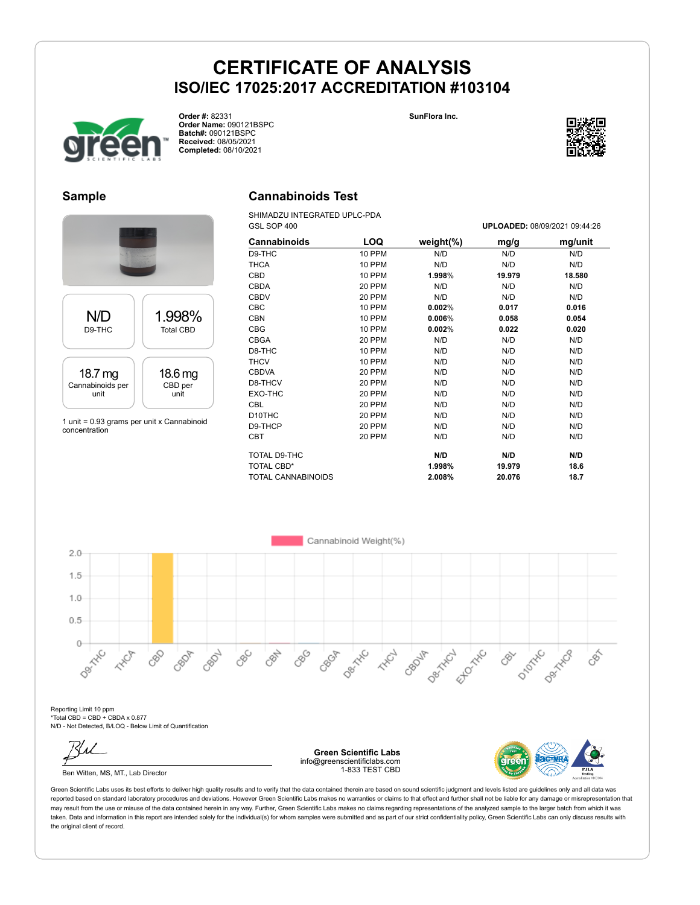# CERTIFICATE OF ANALYSIS
## ISO/IEC 17025:2017 ACCREDITATION #103104

**Order #:** 82331
**Order Name:** 090121BSPC
**Batch#:** 090121BSPC
**Received:** 08/05/2021
**Completed:** 08/10/2021

**SunFlora Inc.**

## Sample

| N/D | 1.998% |
|---|---|
| D9-THC | Total CBD |

| 18.7 mg | 18.6 mg |
|---|---|
| Cannabinoids per unit | CBD per unit |

1 unit = 0.93 grams per unit x Cannabinoid concentration

## Cannabinoids Test

SHIMADZU INTEGRATED UPLC-PDA
GSL SOP 400

**UPLOADED:** 08/09/2021 09:44:26

| Cannabinoids | LOQ | weight(%) | mg/g | mg/unit |
|---|---|---|---|---|
| D9-THC | 10 PPM | N/D | N/D | N/D |
| THCA | 10 PPM | N/D | N/D | N/D |
| CBD | 10 PPM | **1.998%** | **19.979** | **18.580** |
| CBDA | 20 PPM | N/D | N/D | N/D |
| CBDV | 20 PPM | N/D | N/D | N/D |
| CBC | 10 PPM | **0.002%** | **0.017** | **0.016** |
| CBN | 10 PPM | **0.006%** | **0.058** | **0.054** |
| CBG | 10 PPM | **0.002%** | **0.022** | **0.020** |
| CBGA | 20 PPM | N/D | N/D | N/D |
| D8-THC | 10 PPM | N/D | N/D | N/D |
| THCV | 10 PPM | N/D | N/D | N/D |
| CBDVA | 20 PPM | N/D | N/D | N/D |
| D8-THCV | 20 PPM | N/D | N/D | N/D |
| EXO-THC | 20 PPM | N/D | N/D | N/D |
| CBL | 20 PPM | N/D | N/D | N/D |
| D10THC | 20 PPM | N/D | N/D | N/D |
| D9-THCP | 20 PPM | N/D | N/D | N/D |
| CBT | 20 PPM | N/D | N/D | N/D |
| TOTAL D9-THC | | **N/D** | **N/D** | **N/D** |
| TOTAL CBD* | | **1.998%** | **19.979** | **18.6** |
| TOTAL CANNABINOIDS | | **2.008%** | **20.076** | **18.7** |

Reporting Limit 10 ppm
*Total CBD = CBD + CBDA x 0.877
N/D - Not Detected, B/LOQ - Below Limit of Quantification

Ben Witten, MS, MT., Lab Director

**Green Scientific Labs**
info@greenscientificlabs.com
1-833 TEST CBD

Green Scientific Labs uses its best efforts to deliver high quality results and to verify that the data contained therein are based on sound scientific judgment and levels listed are guidelines only and all data was reported based on standard laboratory procedures and deviations. However Green Scientific Labs makes no warranties or claims to that effect and further shall not be liable for any damage or misrepresentation that may result from the use or misuse of the data contained herein in any way. Further, Green Scientific Labs makes no claims regarding representations of the analyzed sample to the larger batch from which it was taken. Data and information in this report are intended solely for the individual(s) for whom samples were submitted and as part of our strict confidentiality policy, Green Scientific Labs can only discuss results with the original client of record.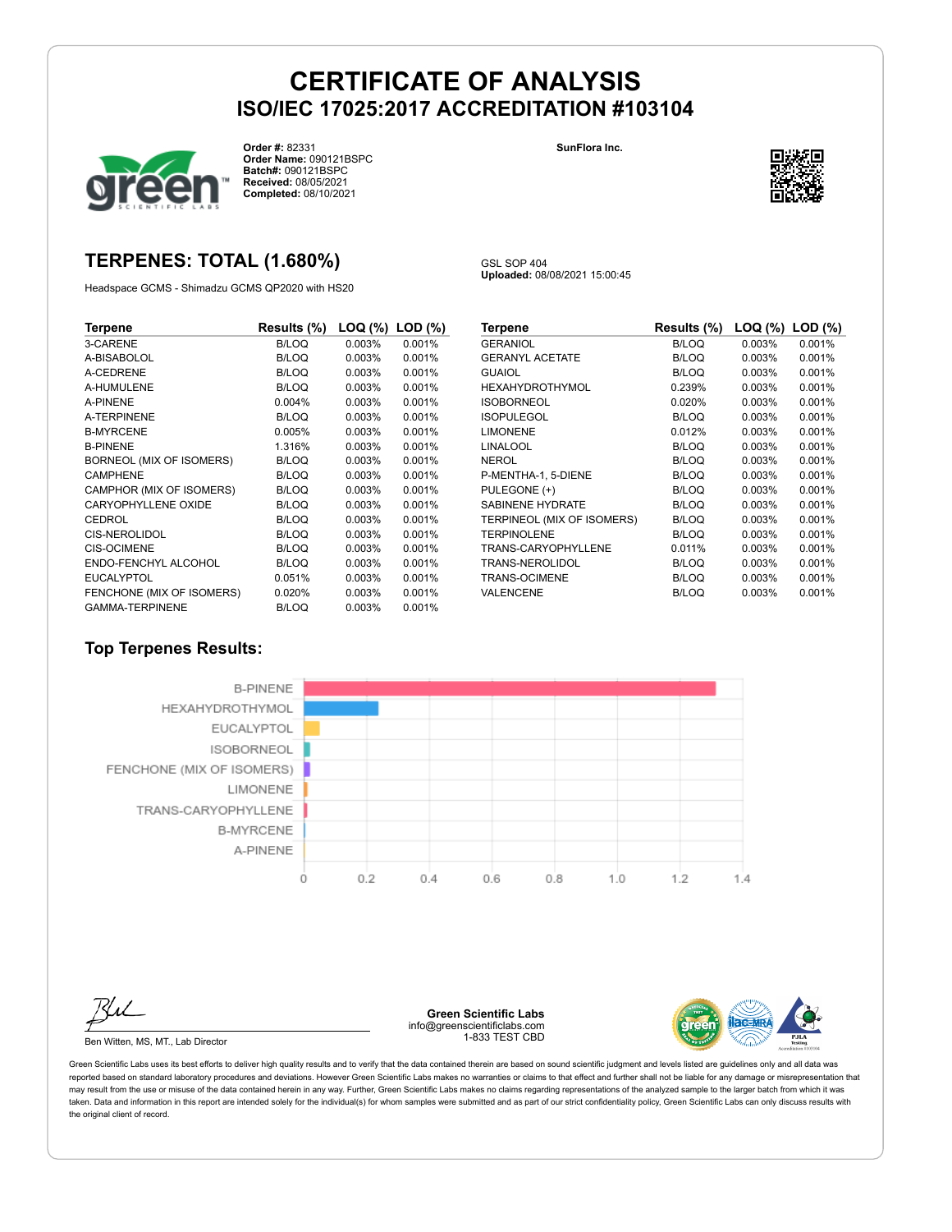# CERTIFICATE OF ANALYSIS
## ISO/IEC 17025:2017 ACCREDITATION #103104

**Order #:** 82331
**Order Name:** 090121BSPC
**Batch#:** 090121BSPC
**Received:** 08/05/2021
**Completed:** 08/10/2021

**SunFlora Inc.**

## TERPENES: TOTAL (1.680%)

Headspace GCMS - Shimadzu GCMS QP2020 with HS20

GSL SOP 404
**Uploaded:** 08/08/2021 15:00:45

| Terpene | Results (%) | LOQ (%) | LOD (%) |
|---|---|---|---|
| 3-CARENE | B/LOQ | 0.003% | 0.001% |
| A-BISABOLOL | B/LOQ | 0.003% | 0.001% |
| A-CEDRENE | B/LOQ | 0.003% | 0.001% |
| A-HUMULENE | B/LOQ | 0.003% | 0.001% |
| A-PINENE | 0.004% | 0.003% | 0.001% |
| A-TERPINENE | B/LOQ | 0.003% | 0.001% |
| B-MYRCENE | 0.005% | 0.003% | 0.001% |
| B-PINENE | 1.316% | 0.003% | 0.001% |
| BORNEOL (MIX OF ISOMERS) | B/LOQ | 0.003% | 0.001% |
| CAMPHENE | B/LOQ | 0.003% | 0.001% |
| CAMPHOR (MIX OF ISOMERS) | B/LOQ | 0.003% | 0.001% |
| CARYOPHYLLENE OXIDE | B/LOQ | 0.003% | 0.001% |
| CEDROL | B/LOQ | 0.003% | 0.001% |
| CIS-NEROLIDOL | B/LOQ | 0.003% | 0.001% |
| CIS-OCIMENE | B/LOQ | 0.003% | 0.001% |
| ENDO-FENCHYL ALCOHOL | B/LOQ | 0.003% | 0.001% |
| EUCALYPTOL | 0.051% | 0.003% | 0.001% |
| FENCHONE (MIX OF ISOMERS) | 0.020% | 0.003% | 0.001% |
| GAMMA-TERPINENE | B/LOQ | 0.003% | 0.001% |
| GERANIOL | B/LOQ | 0.003% | 0.001% |
| GERANYL ACETATE | B/LOQ | 0.003% | 0.001% |
| GUAIOL | B/LOQ | 0.003% | 0.001% |
| HEXAHYDROTHYMOL | 0.239% | 0.003% | 0.001% |
| ISOBORNEOL | 0.020% | 0.003% | 0.001% |
| ISOPULEGOL | B/LOQ | 0.003% | 0.001% |
| LIMONENE | 0.012% | 0.003% | 0.001% |
| LINALOOL | B/LOQ | 0.003% | 0.001% |
| NEROL | B/LOQ | 0.003% | 0.001% |
| P-MENTHA-1, 5-DIENE | B/LOQ | 0.003% | 0.001% |
| PULEGONE (+) | B/LOQ | 0.003% | 0.001% |
| SABINENE HYDRATE | B/LOQ | 0.003% | 0.001% |
| TERPINEOL (MIX OF ISOMERS) | B/LOQ | 0.003% | 0.001% |
| TERPINOLENE | B/LOQ | 0.003% | 0.001% |
| TRANS-CARYOPHYLLENE | 0.011% | 0.003% | 0.001% |
| TRANS-NEROLIDOL | B/LOQ | 0.003% | 0.001% |
| TRANS-OCIMENE | B/LOQ | 0.003% | 0.001% |
| VALENCENE | B/LOQ | 0.003% | 0.001% |

## Top Terpenes Results:

B-PINENE, HEXAHYDROTHYMOL, EUCALYPTOL, ISOBORNEOL, FENCHONE (MIX OF ISOMERS), LIMONENE, TRANS-CARYOPHYLLENE, B-MYRCENE, A-PINENE

0 0.2 0.4 0.6 0.8 1.0 1.2 1.4

Ben Witten, MS, MT., Lab Director

**Green Scientific Labs**
info@greenscientificlabs.com
1-833 TEST CBD

Green Scientific Labs uses its best efforts to deliver high quality results and to verify that the data contained therein are based on sound scientific judgment and levels listed are guidelines only and all data was reported based on standard laboratory procedures and deviations. However Green Scientific Labs makes no warranties or claims to that effect and further shall not be liable for any damage or misrepresentation that may result from the use or misuse of the data contained herein in any way. Further, Green Scientific Labs makes no claims regarding representations of the analyzed sample to the larger batch from which it was taken. Data and information in this report are intended solely for the individual(s) for whom samples were submitted and as part of our strict confidentiality policy, Green Scientific Labs can only discuss results with the original client of record.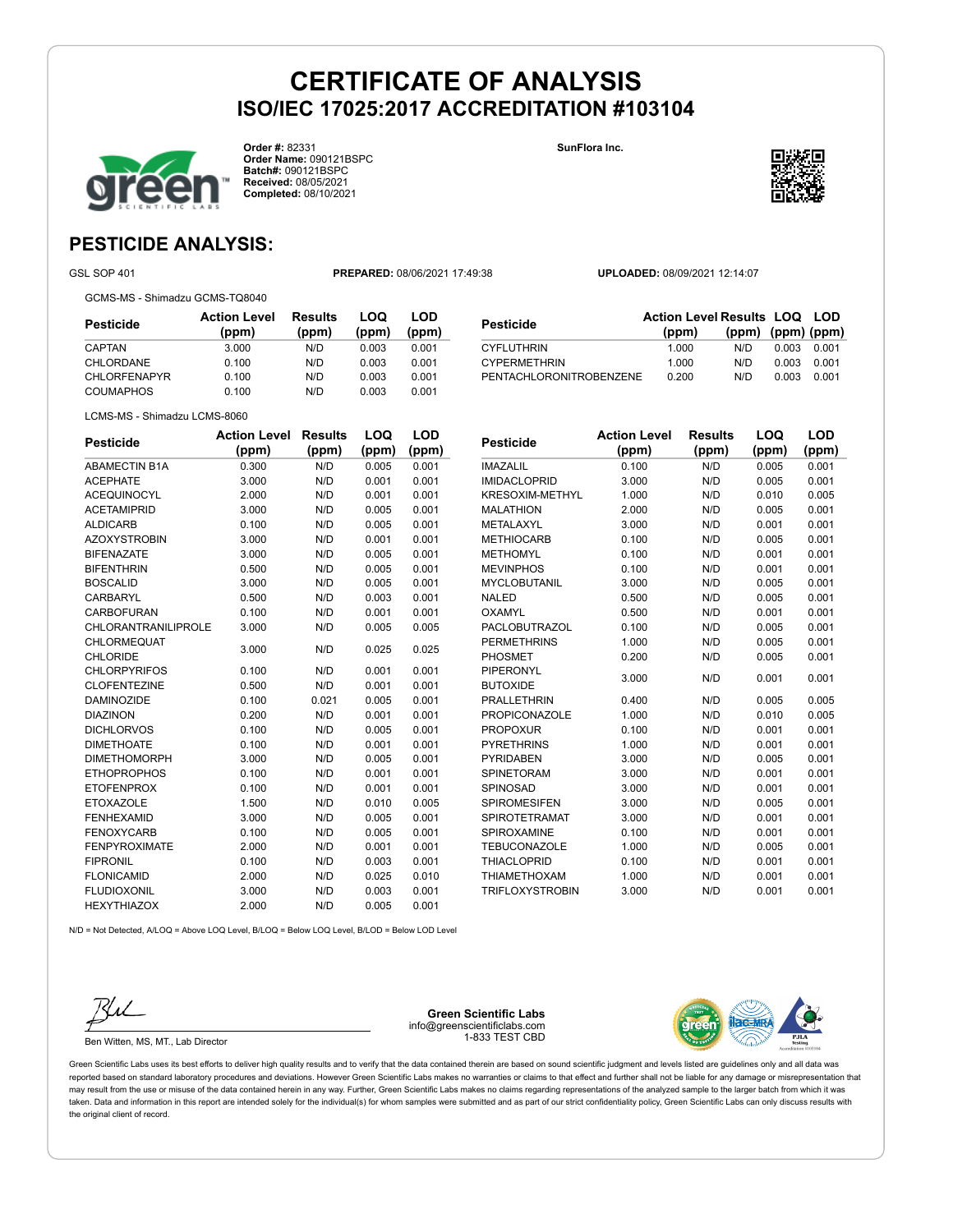# CERTIFICATE OF ANALYSIS
## ISO/IEC 17025:2017 ACCREDITATION #103104

**Order #:** 82331
**Order Name:** 090121BSPC
**Batch#:** 090121BSPC
**Received:** 08/05/2021
**Completed:** 08/10/2021

**SunFlora Inc.**

## PESTICIDE ANALYSIS:

GSL SOP 401

**PREPARED:** 08/06/2021 17:49:38

**UPLOADED:** 08/09/2021 12:14:07

GCMS-MS - Shimadzu GCMS-TQ8040

| Pesticide | Action Level (ppm) | Results (ppm) | LOQ (ppm) | LOD (ppm) |
|---|---|---|---|---|
| CAPTAN | 3.000 | N/D | 0.003 | 0.001 |
| CHLORDANE | 0.100 | N/D | 0.003 | 0.001 |
| CHLORFENAPYR | 0.100 | N/D | 0.003 | 0.001 |
| COUMAPHOS | 0.100 | N/D | 0.003 | 0.001 |
| CYFLUTHRIN | 1.000 | N/D | 0.003 | 0.001 |
| CYPERMETHRIN | 1.000 | N/D | 0.003 | 0.001 |
| PENTACHLORONITROBENZENE | 0.200 | N/D | 0.003 | 0.001 |

LCMS-MS - Shimadzu LCMS-8060

| Pesticide | Action Level (ppm) | Results (ppm) | LOQ (ppm) | LOD (ppm) |
|---|---|---|---|---|
| ABAMECTIN B1A | 0.300 | N/D | 0.005 | 0.001 |
| ACEPHATE | 3.000 | N/D | 0.001 | 0.001 |
| ACEQUINOCYL | 2.000 | N/D | 0.001 | 0.001 |
| ACETAMIPRID | 3.000 | N/D | 0.005 | 0.001 |
| ALDICARB | 0.100 | N/D | 0.005 | 0.001 |
| AZOXYSTROBIN | 3.000 | N/D | 0.001 | 0.001 |
| BIFENAZATE | 3.000 | N/D | 0.005 | 0.001 |
| BIFENTHRIN | 0.500 | N/D | 0.005 | 0.001 |
| BOSCALID | 3.000 | N/D | 0.005 | 0.001 |
| CARBARYL | 0.500 | N/D | 0.003 | 0.001 |
| CARBOFURAN | 0.100 | N/D | 0.001 | 0.001 |
| CHLORANTRANILIPROLE | 3.000 | N/D | 0.005 | 0.005 |
| CHLORMEQUAT CHLORIDE | 3.000 | N/D | 0.025 | 0.025 |
| CHLORPYRIFOS | 0.100 | N/D | 0.001 | 0.001 |
| CLOFENTEZINE | 0.500 | N/D | 0.001 | 0.001 |
| DAMINOZIDE | 0.100 | 0.021 | 0.005 | 0.001 |
| DIAZINON | 0.200 | N/D | 0.001 | 0.001 |
| DICHLORVOS | 0.100 | N/D | 0.005 | 0.001 |
| DIMETHOATE | 0.100 | N/D | 0.001 | 0.001 |
| DIMETHOMORPH | 3.000 | N/D | 0.005 | 0.001 |
| ETHOPROPHOS | 0.100 | N/D | 0.001 | 0.001 |
| ETOFENPROX | 0.100 | N/D | 0.001 | 0.001 |
| ETOXAZOLE | 1.500 | N/D | 0.010 | 0.005 |
| FENHEXAMID | 3.000 | N/D | 0.005 | 0.001 |
| FENOXYCARB | 0.100 | N/D | 0.005 | 0.001 |
| FENPYROXIMATE | 2.000 | N/D | 0.001 | 0.001 |
| FIPRONIL | 0.100 | N/D | 0.003 | 0.001 |
| FLONICAMID | 2.000 | N/D | 0.025 | 0.010 |
| FLUDIOXONIL | 3.000 | N/D | 0.003 | 0.001 |
| HEXYTHIAZOX | 2.000 | N/D | 0.005 | 0.001 |
| IMAZALIL | 0.100 | N/D | 0.005 | 0.001 |
| IMIDACLOPRID | 3.000 | N/D | 0.005 | 0.001 |
| KRESOXIM-METHYL | 1.000 | N/D | 0.010 | 0.005 |
| MALATHION | 2.000 | N/D | 0.005 | 0.001 |
| METALAXYL | 3.000 | N/D | 0.001 | 0.001 |
| METHIOCARB | 0.100 | N/D | 0.005 | 0.001 |
| METHOMYL | 0.100 | N/D | 0.001 | 0.001 |
| MEVINPHOS | 0.100 | N/D | 0.001 | 0.001 |
| MYCLOBUTANIL | 3.000 | N/D | 0.005 | 0.001 |
| NALED | 0.500 | N/D | 0.005 | 0.001 |
| OXAMYL | 0.500 | N/D | 0.001 | 0.001 |
| PACLOBUTRAZOL | 0.100 | N/D | 0.005 | 0.001 |
| PERMETHRINS | 1.000 | N/D | 0.005 | 0.001 |
| PHOSMET | 0.200 | N/D | 0.005 | 0.001 |
| PIPERONYL BUTOXIDE | 3.000 | N/D | 0.001 | 0.001 |
| PRALLETHRIN | 0.400 | N/D | 0.005 | 0.005 |
| PROPICONAZOLE | 1.000 | N/D | 0.010 | 0.005 |
| PROPOXUR | 0.100 | N/D | 0.001 | 0.001 |
| PYRETHRINS | 1.000 | N/D | 0.001 | 0.001 |
| PYRIDABEN | 3.000 | N/D | 0.005 | 0.001 |
| SPINETORAM | 3.000 | N/D | 0.001 | 0.001 |
| SPINOSAD | 3.000 | N/D | 0.001 | 0.001 |
| SPIROMESIFEN | 3.000 | N/D | 0.005 | 0.001 |
| SPIROTETRAMAT | 3.000 | N/D | 0.001 | 0.001 |
| SPIROXAMINE | 0.100 | N/D | 0.001 | 0.001 |
| TEBUCONAZOLE | 1.000 | N/D | 0.005 | 0.001 |
| THIACLOPRID | 0.100 | N/D | 0.001 | 0.001 |
| THIAMETHOXAM | 1.000 | N/D | 0.001 | 0.001 |
| TRIFLOXYSTROBIN | 3.000 | N/D | 0.001 | 0.001 |

N/D = Not Detected, A/LOQ = Above LOQ Level, B/LOQ = Below LOQ Level, B/LOD = Below LOD Level

Ben Witten, MS, MT., Lab Director

**Green Scientific Labs**
info@greenscientificlabs.com
1-833 TEST CBD

Green Scientific Labs uses its best efforts to deliver high quality results and to verify that the data contained therein are based on sound scientific judgment and levels listed are guidelines only and all data was reported based on standard laboratory procedures and deviations. However Green Scientific Labs makes no warranties or claims to that effect and further shall not be liable for any damage or misrepresentation that may result from the use or misuse of the data contained herein in any way. Further, Green Scientific Labs makes no claims regarding representations of the analyzed sample to the larger batch from which it was taken. Data and information in this report are intended solely for the individual(s) for whom samples were submitted and as part of our strict confidentiality policy, Green Scientific Labs can only discuss results with the original client of record.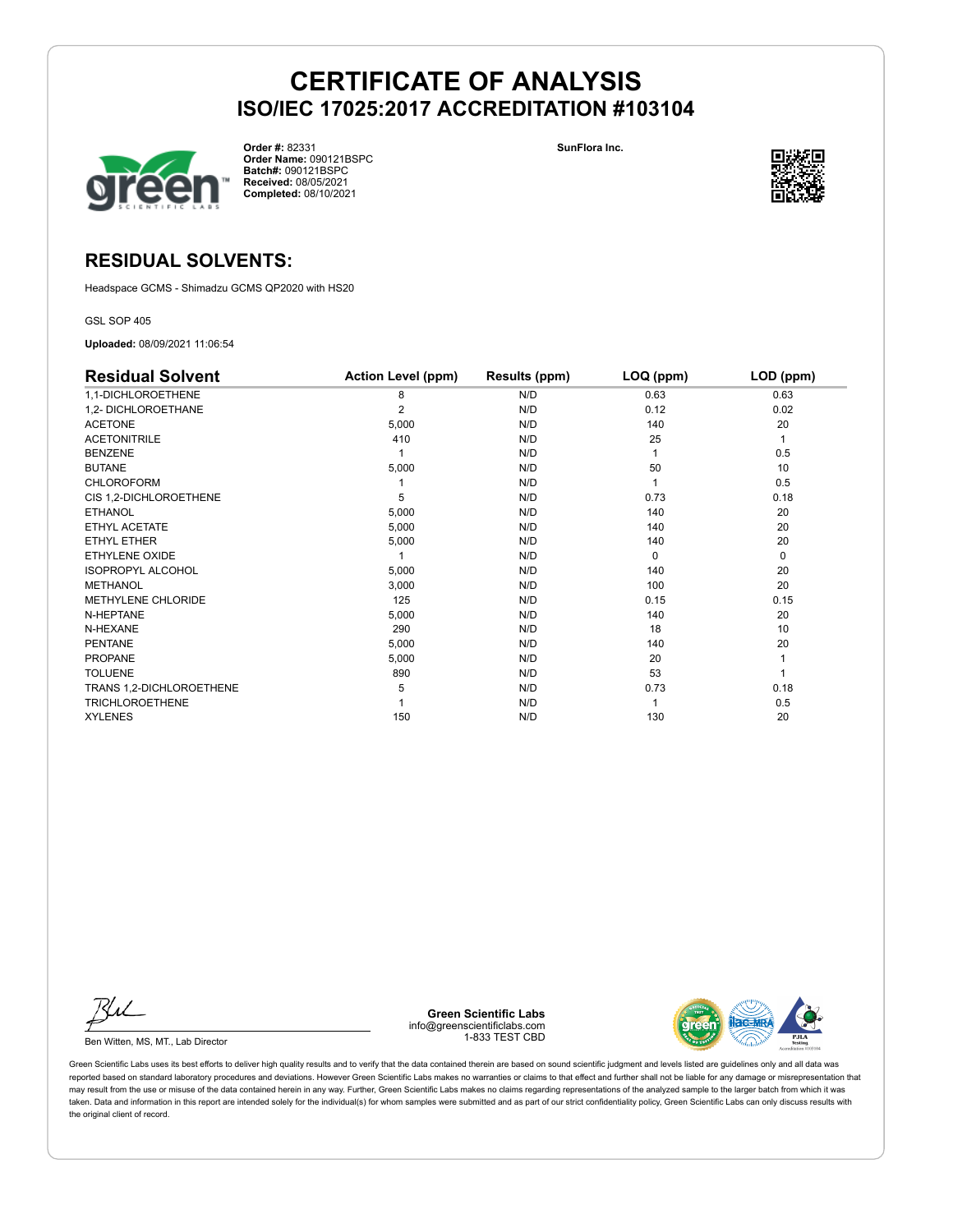# CERTIFICATE OF ANALYSIS

## ISO/IEC 17025:2017 ACCREDITATION #103104

**Order #:** 82331
**Order Name:** 090121BSPC
**Batch#:** 090121BSPC
**Received:** 08/05/2021
**Completed:** 08/10/2021

**SunFlora Inc.**

## RESIDUAL SOLVENTS:

Headspace GCMS - Shimadzu GCMS QP2020 with HS20

GSL SOP 405

**Uploaded:** 08/09/2021 11:06:54

| Residual Solvent | Action Level (ppm) | Results (ppm) | LOQ (ppm) | LOD (ppm) |
|---|---|---|---|---|
| 1,1-DICHLOROETHENE | 8 | N/D | 0.63 | 0.63 |
| 1,2- DICHLOROETHANE | 2 | N/D | 0.12 | 0.02 |
| ACETONE | 5,000 | N/D | 140 | 20 |
| ACETONITRILE | 410 | N/D | 25 | 1 |
| BENZENE | 1 | N/D | 1 | 0.5 |
| BUTANE | 5,000 | N/D | 50 | 10 |
| CHLOROFORM | 1 | N/D | 1 | 0.5 |
| CIS 1,2-DICHLOROETHENE | 5 | N/D | 0.73 | 0.18 |
| ETHANOL | 5,000 | N/D | 140 | 20 |
| ETHYL ACETATE | 5,000 | N/D | 140 | 20 |
| ETHYL ETHER | 5,000 | N/D | 140 | 20 |
| ETHYLENE OXIDE | 1 | N/D | 0 | 0 |
| ISOPROPYL ALCOHOL | 5,000 | N/D | 140 | 20 |
| METHANOL | 3,000 | N/D | 100 | 20 |
| METHYLENE CHLORIDE | 125 | N/D | 0.15 | 0.15 |
| N-HEPTANE | 5,000 | N/D | 140 | 20 |
| N-HEXANE | 290 | N/D | 18 | 10 |
| PENTANE | 5,000 | N/D | 140 | 20 |
| PROPANE | 5,000 | N/D | 20 | 1 |
| TOLUENE | 890 | N/D | 53 | 1 |
| TRANS 1,2-DICHLOROETHENE | 5 | N/D | 0.73 | 0.18 |
| TRICHLOROETHENE | 1 | N/D | 1 | 0.5 |
| XYLENES | 150 | N/D | 130 | 20 |

Ben Witten, MS, MT., Lab Director

**Green Scientific Labs**
info@greenscientificlabs.com
1-833 TEST CBD

Green Scientific Labs uses its best efforts to deliver high quality results and to verify that the data contained therein are based on sound scientific judgment and levels listed are guidelines only and all data was reported based on standard laboratory procedures and deviations. However Green Scientific Labs makes no warranties or claims to that effect and further shall not be liable for any damage or misrepresentation that may result from the use or misuse of the data contained herein in any way. Further, Green Scientific Labs makes no claims regarding representations of the analyzed sample to the larger batch from which it was taken. Data and information in this report are intended solely for the individual(s) for whom samples were submitted and as part of our strict confidentiality policy, Green Scientific Labs can only discuss results with the original client of record.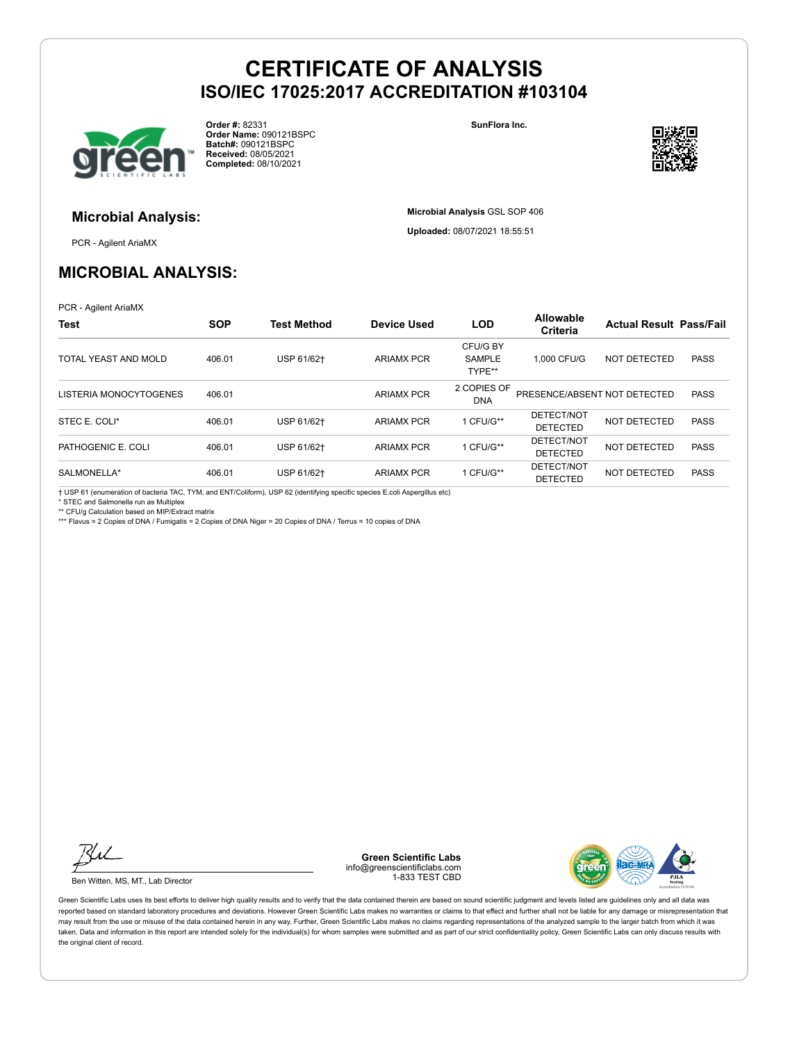# CERTIFICATE OF ANALYSIS

## ISO/IEC 17025:2017 ACCREDITATION #103104

**Order #:** 82331
**Order Name:** 090121BSPC
**Batch#:** 090121BSPC
**Received:** 08/05/2021
**Completed:** 08/10/2021

**SunFlora Inc.**

### Microbial Analysis:

PCR - Agilent AriaMX

**Microbial Analysis** GSL SOP 406

**Uploaded:** 08/07/2021 18:55:51

## MICROBIAL ANALYSIS:

PCR - Agilent AriaMX

| Test | SOP | Test Method | Device Used | LOD | Allowable Criteria | Actual Result | Pass/Fail |
|---|---|---|---|---|---|---|---|
| TOTAL YEAST AND MOLD | 406.01 | USP 61/62† | ARIAMX PCR | CFU/G BY SAMPLE TYPE** | 1,000 CFU/G | NOT DETECTED | PASS |
| LISTERIA MONOCYTOGENES | 406.01 | | ARIAMX PCR | 2 COPIES OF DNA | PRESENCE/ABSENT | NOT DETECTED | PASS |
| STEC E. COLI* | 406.01 | USP 61/62† | ARIAMX PCR | 1 CFU/G** | DETECT/NOT DETECTED | NOT DETECTED | PASS |
| PATHOGENIC E. COLI | 406.01 | USP 61/62† | ARIAMX PCR | 1 CFU/G** | DETECT/NOT DETECTED | NOT DETECTED | PASS |
| SALMONELLA* | 406.01 | USP 61/62† | ARIAMX PCR | 1 CFU/G** | DETECT/NOT DETECTED | NOT DETECTED | PASS |

† USP 61 (enumeration of bacteria TAC, TYM, and ENT/Coliform), USP 62 (identifying specific species E.coli Aspergillus etc)
* STEC and Salmonella run as Multiplex
** CFU/g Calculation based on MIP/Extract matrix
*** Flavus = 2 Copies of DNA / Fumigatis = 2 Copies of DNA Niger = 20 Copies of DNA / Terrus = 10 copies of DNA

Ben Witten, MS, MT., Lab Director

**Green Scientific Labs**
info@greenscientificlabs.com
1-833 TEST CBD

Green Scientific Labs uses its best efforts to deliver high quality results and to verify that the data contained therein are based on sound scientific judgment and levels listed are guidelines only and all data was reported based on standard laboratory procedures and deviations. However Green Scientific Labs makes no warranties or claims to that effect and further shall not be liable for any damage or misrepresentation that may result from the use or misuse of the data contained herein in any way. Further, Green Scientific Labs makes no claims regarding representations of the analyzed sample to the larger batch from which it was taken. Data and information in this report are intended solely for the individual(s) for whom samples were submitted and as part of our strict confidentiality policy, Green Scientific Labs can only discuss results with the original client of record.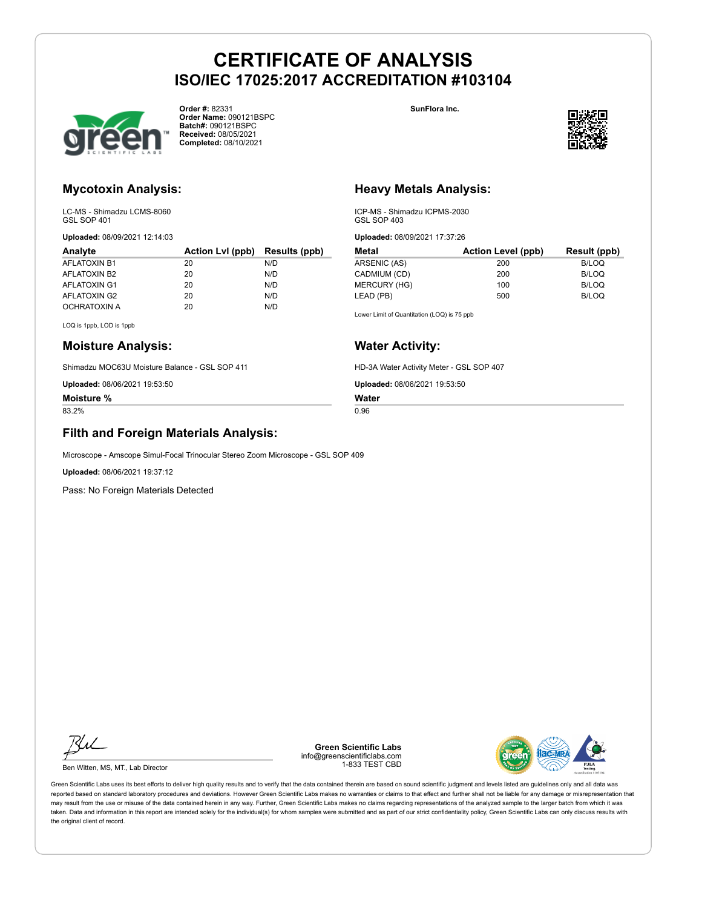# CERTIFICATE OF ANALYSIS

## ISO/IEC 17025:2017 ACCREDITATION #103104

**Order #:** 82331
**Order Name:** 090121BSPC
**Batch#:** 090121BSPC
**Received:** 08/05/2021
**Completed:** 08/10/2021

**SunFlora Inc.**

## Mycotoxin Analysis:

LC-MS - Shimadzu LCMS-8060
GSL SOP 401

**Uploaded:** 08/09/2021 12:14:03

| Analyte | Action Lvl (ppb) | Results (ppb) |
|---|---|---|
| AFLATOXIN B1 | 20 | N/D |
| AFLATOXIN B2 | 20 | N/D |
| AFLATOXIN G1 | 20 | N/D |
| AFLATOXIN G2 | 20 | N/D |
| OCHRATOXIN A | 20 | N/D |

LOQ is 1ppb, LOD is 1ppb

## Heavy Metals Analysis:

ICP-MS - Shimadzu ICPMS-2030
GSL SOP 403

**Uploaded:** 08/09/2021 17:37:26

| Metal | Action Level (ppb) | Result (ppb) |
|---|---|---|
| ARSENIC (AS) | 200 | B/LOQ |
| CADMIUM (CD) | 200 | B/LOQ |
| MERCURY (HG) | 100 | B/LOQ |
| LEAD (PB) | 500 | B/LOQ |

Lower Limit of Quantitation (LOQ) is 75 ppb

## Moisture Analysis:

Shimadzu MOC63U Moisture Balance - GSL SOP 411

**Uploaded:** 08/06/2021 19:53:50

| Moisture % |
|---|
| 83.2% |

## Water Activity:

HD-3A Water Activity Meter - GSL SOP 407

**Uploaded:** 08/06/2021 19:53:50

| Water |
|---|
| 0.96 |

## Filth and Foreign Materials Analysis:

Microscope - Amscope Simul-Focal Trinocular Stereo Zoom Microscope - GSL SOP 409

**Uploaded:** 08/06/2021 19:37:12

Pass: No Foreign Materials Detected

Ben Witten, MS, MT., Lab Director

**Green Scientific Labs**
info@greenscientificlabs.com
1-833 TEST CBD

Green Scientific Labs uses its best efforts to deliver high quality results and to verify that the data contained therein are based on sound scientific judgment and levels listed are guidelines only and all data was reported based on standard laboratory procedures and deviations. However Green Scientific Labs makes no warranties or claims to that effect and further shall not be liable for any damage or misrepresentation that may result from the use or misuse of the data contained herein in any way. Further, Green Scientific Labs makes no claims regarding representations of the analyzed sample to the larger batch from which it was taken. Data and information in this report are intended solely for the individual(s) for whom samples were submitted and as part of our strict confidentiality policy, Green Scientific Labs can only discuss results with the original client of record.